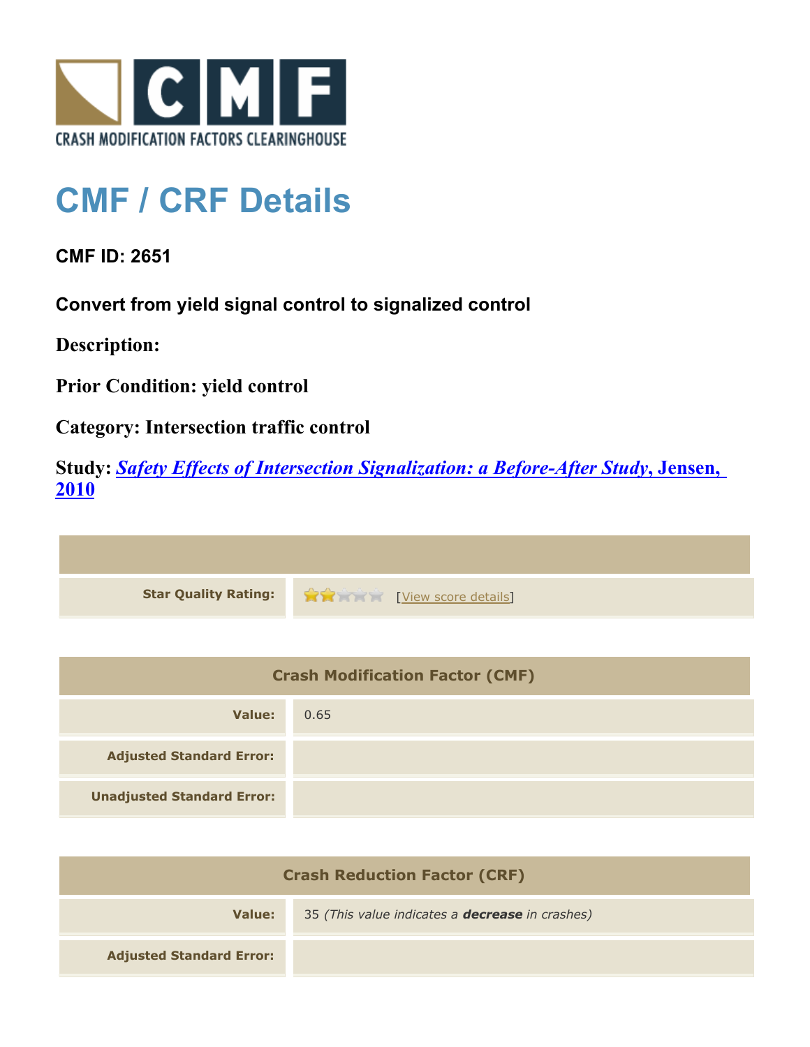CRASH MODIFICATION FACTORS CLEARINGHOUSE

# CMF / CRF Details

**CMF ID: 2651**

**Convert from yield signal control to signalized control**

**Description:**

**Prior Condition: yield control**

**Category: Intersection traffic control**

**Study:** ***Safety Effects of Intersection Signalization: a Before-After Study*, Jensen, 2010**

| | |
|---|---|
| **Star Quality Rating:** | 2 of 5 stars [View score details] |

| Crash Modification Factor (CMF) | |
|---|---|
| **Value:** | 0.65 |
| **Adjusted Standard Error:** | |
| **Unadjusted Standard Error:** | |

| Crash Reduction Factor (CRF) | |
|---|---|
| **Value:** | 35 *(This value indicates a **decrease** in crashes)* |
| **Adjusted Standard Error:** | |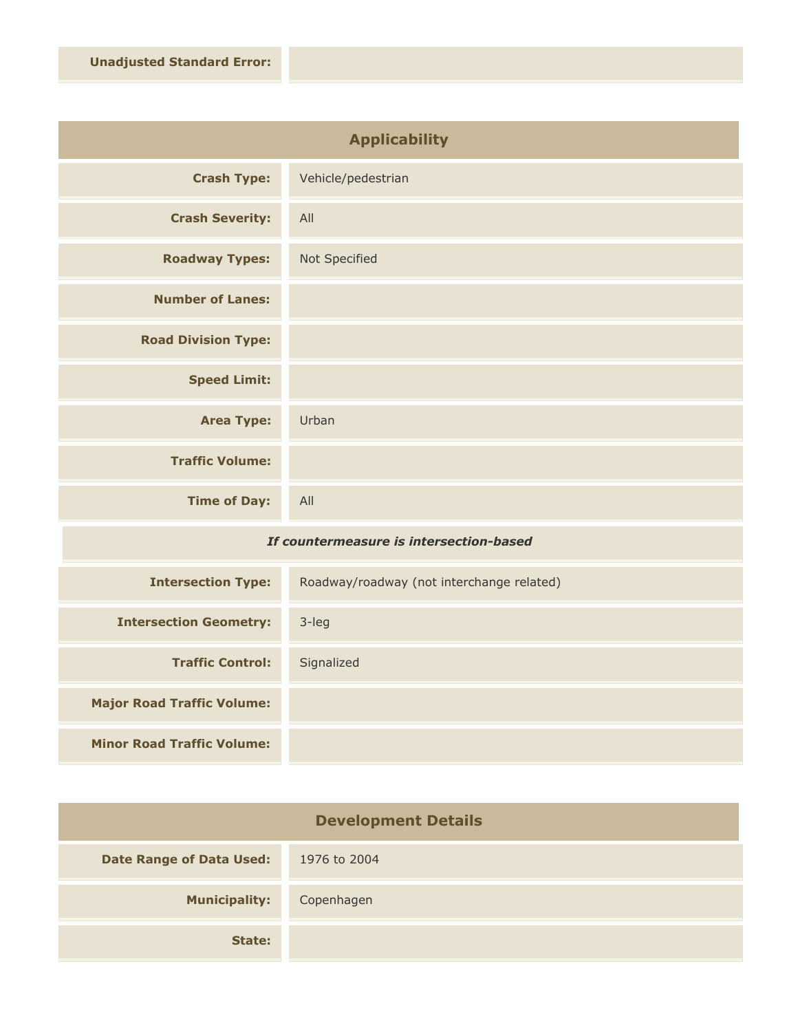| | |
|---|---|
| **Unadjusted Standard Error:** | |

## Applicability

| | |
|---|---|
| **Crash Type:** | Vehicle/pedestrian |
| **Crash Severity:** | All |
| **Roadway Types:** | Not Specified |
| **Number of Lanes:** | |
| **Road Division Type:** | |
| **Speed Limit:** | |
| **Area Type:** | Urban |
| **Traffic Volume:** | |
| **Time of Day:** | All |

*If countermeasure is intersection-based*

| | |
|---|---|
| **Intersection Type:** | Roadway/roadway (not interchange related) |
| **Intersection Geometry:** | 3-leg |
| **Traffic Control:** | Signalized |
| **Major Road Traffic Volume:** | |
| **Minor Road Traffic Volume:** | |

## Development Details

| | |
|---|---|
| **Date Range of Data Used:** | 1976 to 2004 |
| **Municipality:** | Copenhagen |
| **State:** | |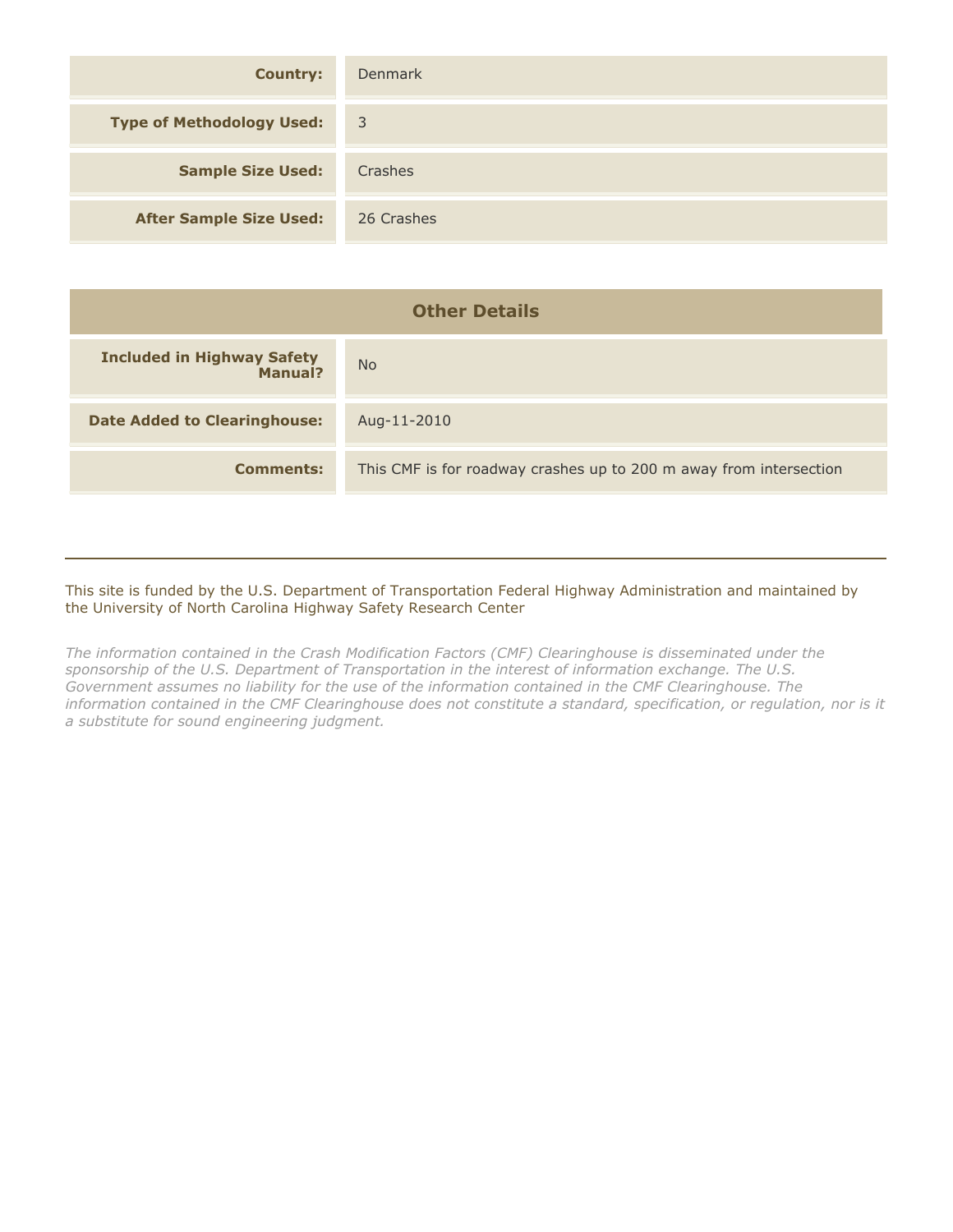| | |
|---|---|
| **Country:** | Denmark |
| **Type of Methodology Used:** | 3 |
| **Sample Size Used:** | Crashes |
| **After Sample Size Used:** | 26 Crashes |

## Other Details

| | |
|---|---|
| **Included in Highway Safety Manual?** | No |
| **Date Added to Clearinghouse:** | Aug-11-2010 |
| **Comments:** | This CMF is for roadway crashes up to 200 m away from intersection |

---

This site is funded by the U.S. Department of Transportation Federal Highway Administration and maintained by the University of North Carolina Highway Safety Research Center

*The information contained in the Crash Modification Factors (CMF) Clearinghouse is disseminated under the sponsorship of the U.S. Department of Transportation in the interest of information exchange. The U.S. Government assumes no liability for the use of the information contained in the CMF Clearinghouse. The information contained in the CMF Clearinghouse does not constitute a standard, specification, or regulation, nor is it a substitute for sound engineering judgment.*